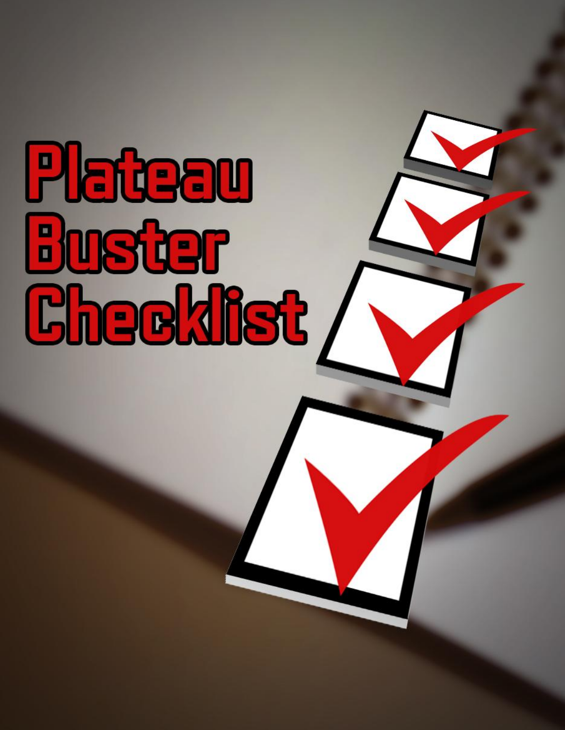# Plateau Buster Checklist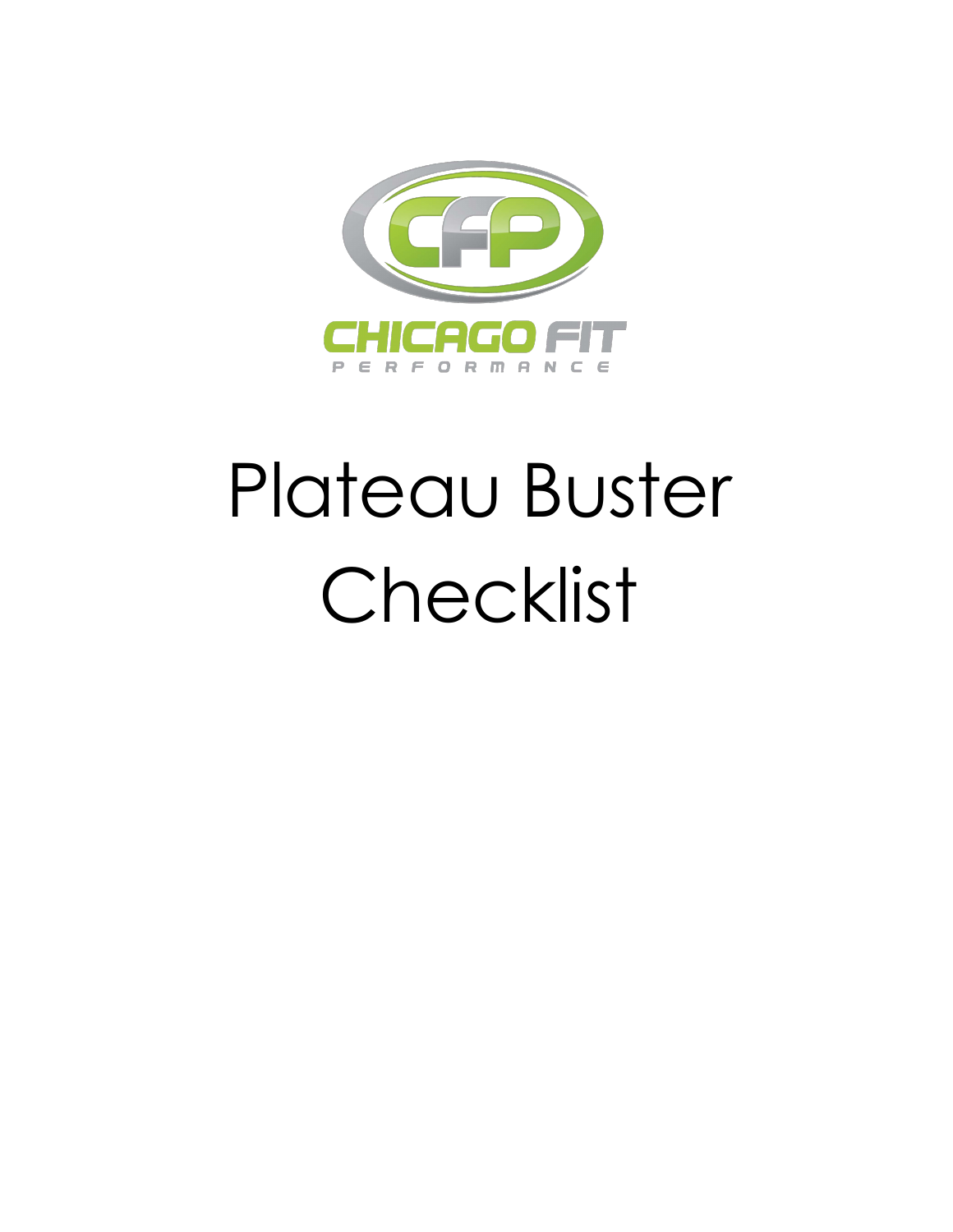CHICAGO FIT

PERFORMANCE

# Plateau Buster Checklist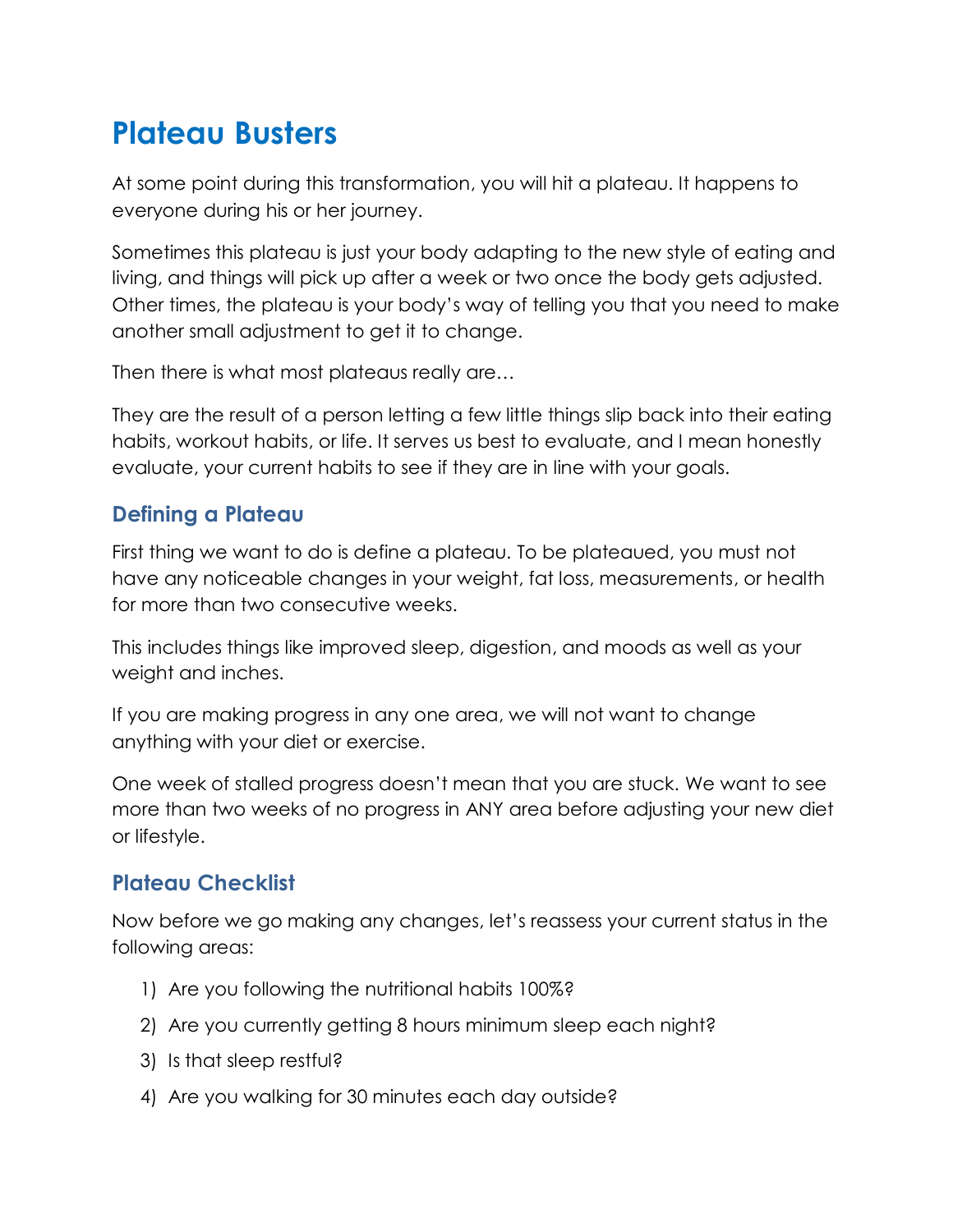# Plateau Busters

At some point during this transformation, you will hit a plateau. It happens to everyone during his or her journey.

Sometimes this plateau is just your body adapting to the new style of eating and living, and things will pick up after a week or two once the body gets adjusted. Other times, the plateau is your body's way of telling you that you need to make another small adjustment to get it to change.

Then there is what most plateaus really are…

They are the result of a person letting a few little things slip back into their eating habits, workout habits, or life. It serves us best to evaluate, and I mean honestly evaluate, your current habits to see if they are in line with your goals.

## Defining a Plateau

First thing we want to do is define a plateau. To be plateaued, you must not have any noticeable changes in your weight, fat loss, measurements, or health for more than two consecutive weeks.

This includes things like improved sleep, digestion, and moods as well as your weight and inches.

If you are making progress in any one area, we will not want to change anything with your diet or exercise.

One week of stalled progress doesn't mean that you are stuck. We want to see more than two weeks of no progress in ANY area before adjusting your new diet or lifestyle.

## Plateau Checklist

Now before we go making any changes, let's reassess your current status in the following areas:

1) Are you following the nutritional habits 100%?
2) Are you currently getting 8 hours minimum sleep each night?
3) Is that sleep restful?
4) Are you walking for 30 minutes each day outside?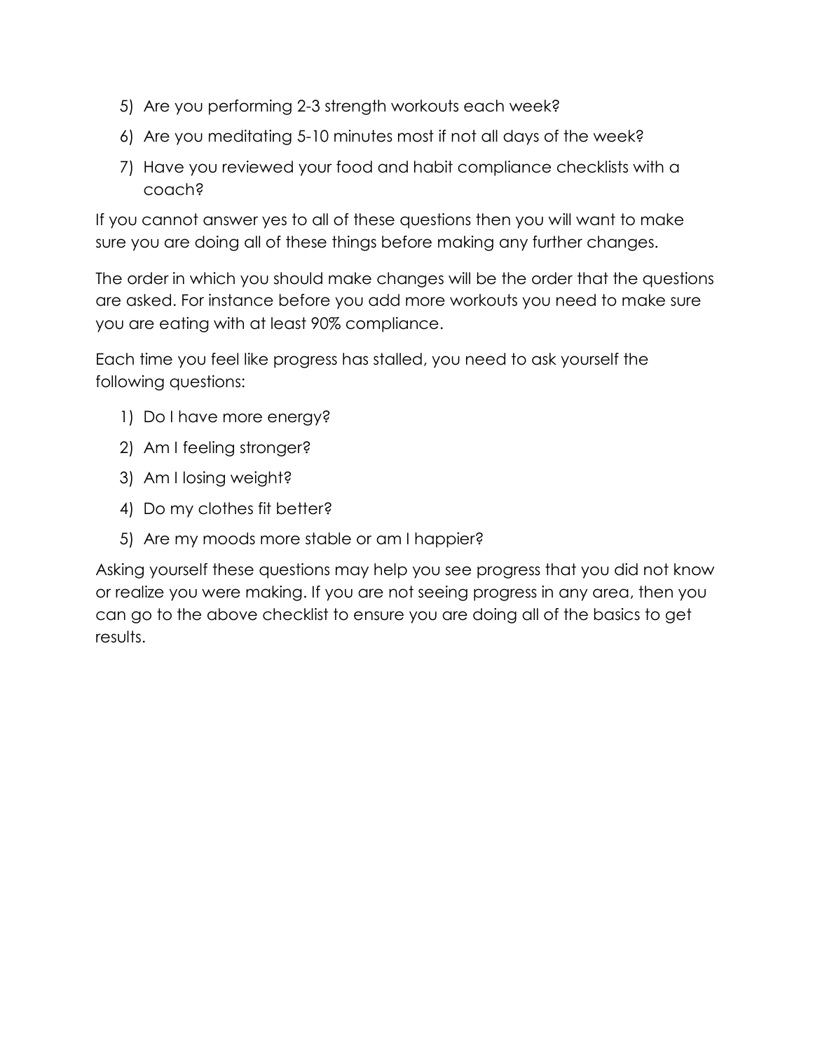5) Are you performing 2-3 strength workouts each week?
6) Are you meditating 5-10 minutes most if not all days of the week?
7) Have you reviewed your food and habit compliance checklists with a coach?

If you cannot answer yes to all of these questions then you will want to make sure you are doing all of these things before making any further changes.

The order in which you should make changes will be the order that the questions are asked. For instance before you add more workouts you need to make sure you are eating with at least 90% compliance.

Each time you feel like progress has stalled, you need to ask yourself the following questions:

1) Do I have more energy?
2) Am I feeling stronger?
3) Am I losing weight?
4) Do my clothes fit better?
5) Are my moods more stable or am I happier?

Asking yourself these questions may help you see progress that you did not know or realize you were making. If you are not seeing progress in any area, then you can go to the above checklist to ensure you are doing all of the basics to get results.